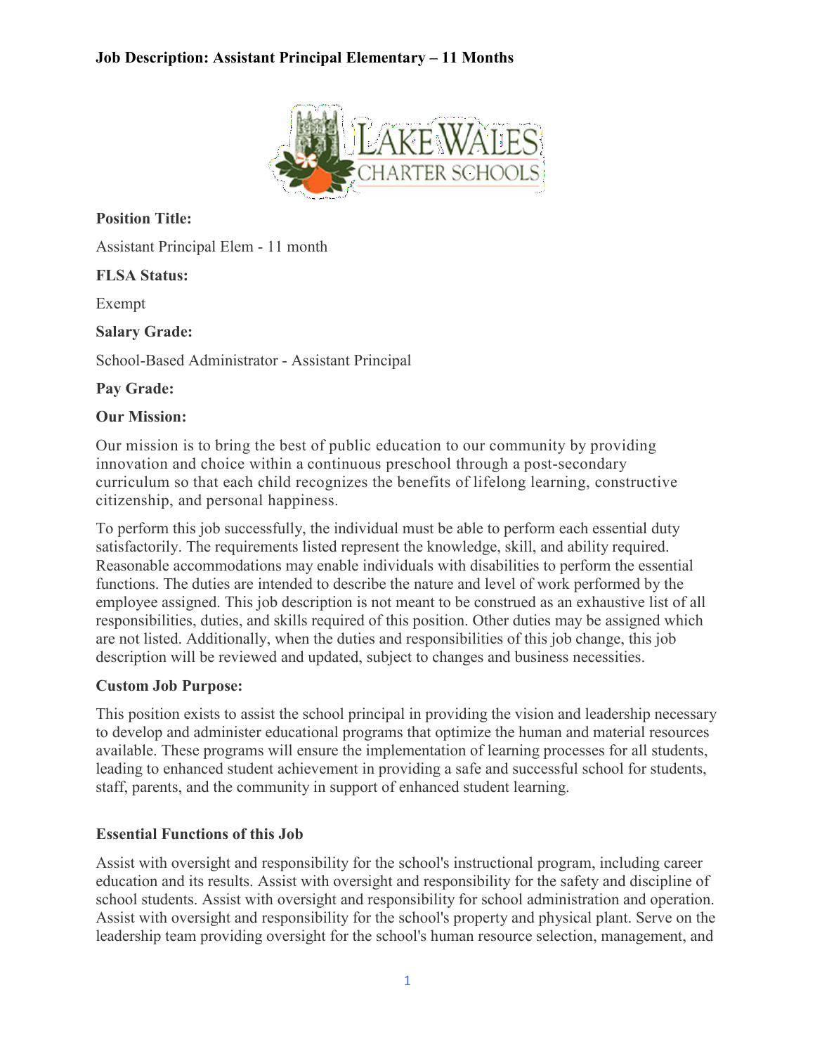# Job Description: Assistant Principal Elementary – 11 Months

**Position Title:**

Assistant Principal Elem - 11 month

**FLSA Status:**

Exempt

**Salary Grade:**

School-Based Administrator - Assistant Principal

**Pay Grade:**

**Our Mission:**

Our mission is to bring the best of public education to our community by providing innovation and choice within a continuous preschool through a post-secondary curriculum so that each child recognizes the benefits of lifelong learning, constructive citizenship, and personal happiness.

To perform this job successfully, the individual must be able to perform each essential duty satisfactorily. The requirements listed represent the knowledge, skill, and ability required. Reasonable accommodations may enable individuals with disabilities to perform the essential functions. The duties are intended to describe the nature and level of work performed by the employee assigned. This job description is not meant to be construed as an exhaustive list of all responsibilities, duties, and skills required of this position. Other duties may be assigned which are not listed. Additionally, when the duties and responsibilities of this job change, this job description will be reviewed and updated, subject to changes and business necessities.

**Custom Job Purpose:**

This position exists to assist the school principal in providing the vision and leadership necessary to develop and administer educational programs that optimize the human and material resources available. These programs will ensure the implementation of learning processes for all students, leading to enhanced student achievement in providing a safe and successful school for students, staff, parents, and the community in support of enhanced student learning.

**Essential Functions of this Job**

Assist with oversight and responsibility for the school's instructional program, including career education and its results. Assist with oversight and responsibility for the safety and discipline of school students. Assist with oversight and responsibility for school administration and operation. Assist with oversight and responsibility for the school's property and physical plant. Serve on the leadership team providing oversight for the school's human resource selection, management, and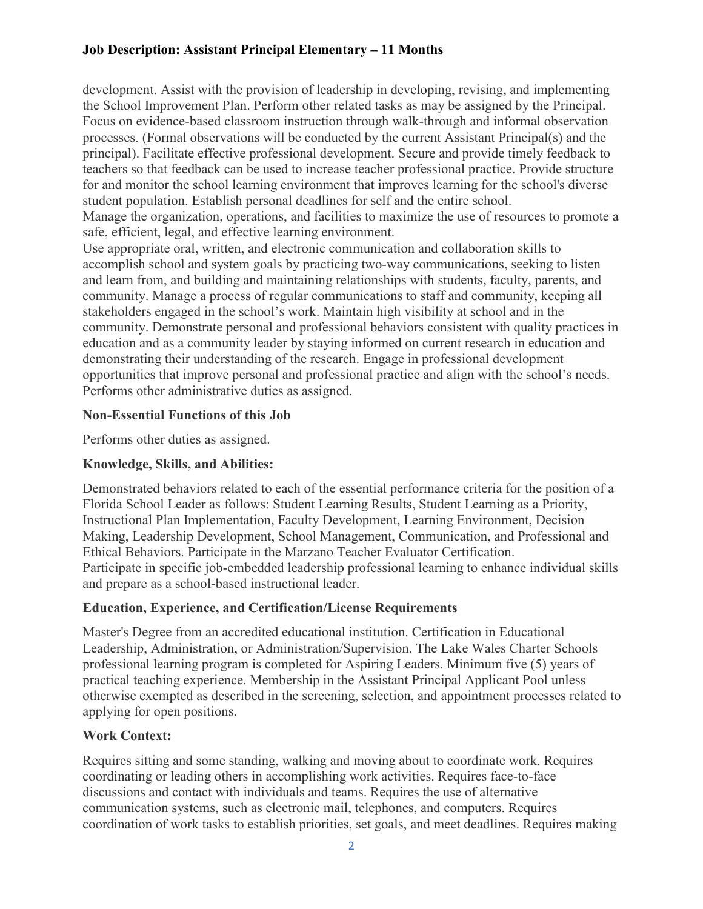development. Assist with the provision of leadership in developing, revising, and implementing the School Improvement Plan. Perform other related tasks as may be assigned by the Principal. Focus on evidence-based classroom instruction through walk-through and informal observation processes. (Formal observations will be conducted by the current Assistant Principal(s) and the principal). Facilitate effective professional development. Secure and provide timely feedback to teachers so that feedback can be used to increase teacher professional practice. Provide structure for and monitor the school learning environment that improves learning for the school's diverse student population. Establish personal deadlines for self and the entire school.
Manage the organization, operations, and facilities to maximize the use of resources to promote a safe, efficient, legal, and effective learning environment.
Use appropriate oral, written, and electronic communication and collaboration skills to accomplish school and system goals by practicing two-way communications, seeking to listen and learn from, and building and maintaining relationships with students, faculty, parents, and community. Manage a process of regular communications to staff and community, keeping all stakeholders engaged in the school's work. Maintain high visibility at school and in the community. Demonstrate personal and professional behaviors consistent with quality practices in education and as a community leader by staying informed on current research in education and demonstrating their understanding of the research. Engage in professional development opportunities that improve personal and professional practice and align with the school's needs. Performs other administrative duties as assigned.

### Non-Essential Functions of this Job

Performs other duties as assigned.

### Knowledge, Skills, and Abilities:

Demonstrated behaviors related to each of the essential performance criteria for the position of a Florida School Leader as follows: Student Learning Results, Student Learning as a Priority, Instructional Plan Implementation, Faculty Development, Learning Environment, Decision Making, Leadership Development, School Management, Communication, and Professional and Ethical Behaviors. Participate in the Marzano Teacher Evaluator Certification.
Participate in specific job-embedded leadership professional learning to enhance individual skills and prepare as a school-based instructional leader.

### Education, Experience, and Certification/License Requirements

Master's Degree from an accredited educational institution. Certification in Educational Leadership, Administration, or Administration/Supervision. The Lake Wales Charter Schools professional learning program is completed for Aspiring Leaders. Minimum five (5) years of practical teaching experience. Membership in the Assistant Principal Applicant Pool unless otherwise exempted as described in the screening, selection, and appointment processes related to applying for open positions.

### Work Context:

Requires sitting and some standing, walking and moving about to coordinate work. Requires coordinating or leading others in accomplishing work activities. Requires face-to-face discussions and contact with individuals and teams. Requires the use of alternative communication systems, such as electronic mail, telephones, and computers. Requires coordination of work tasks to establish priorities, set goals, and meet deadlines. Requires making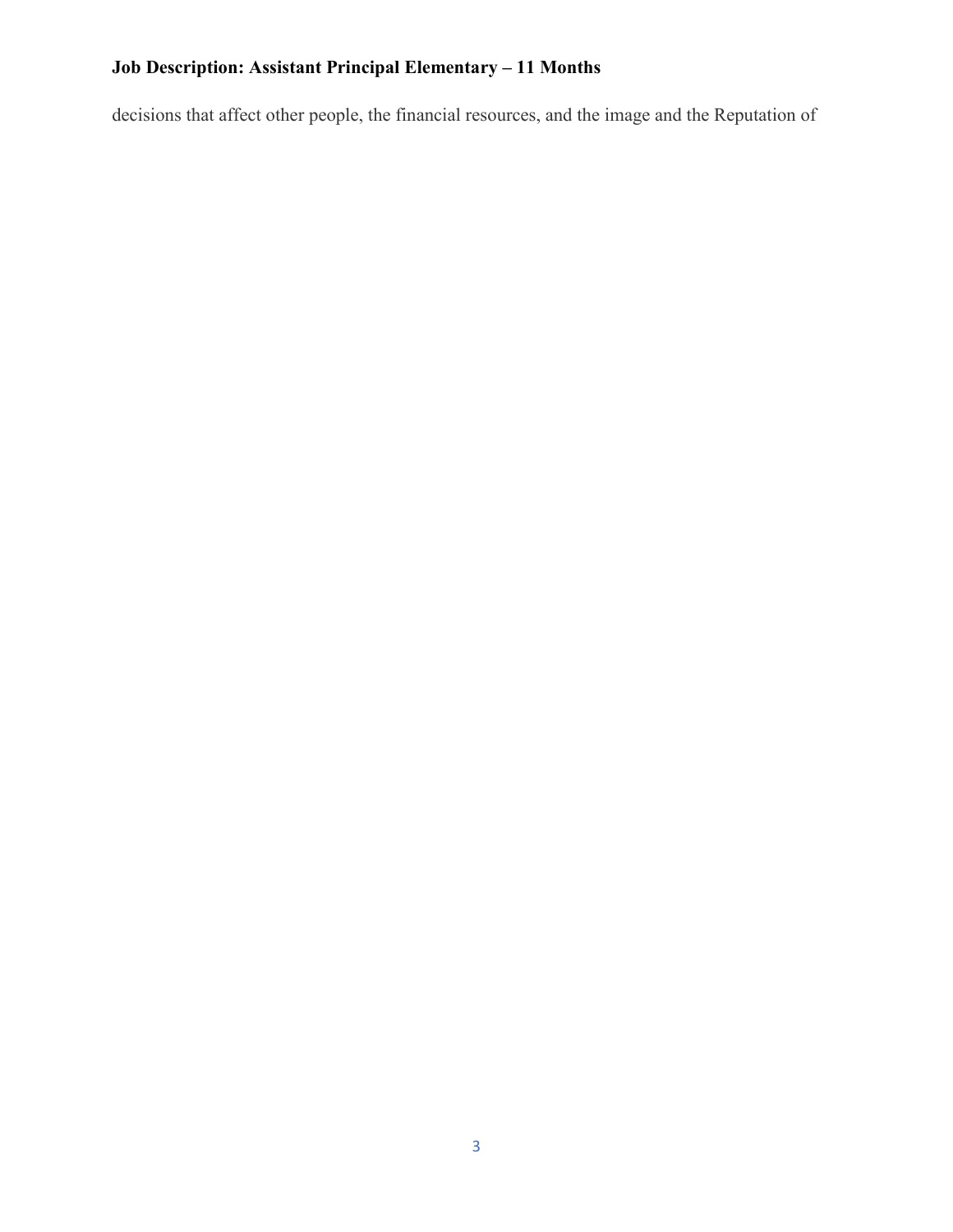decisions that affect other people, the financial resources, and the image and the Reputation of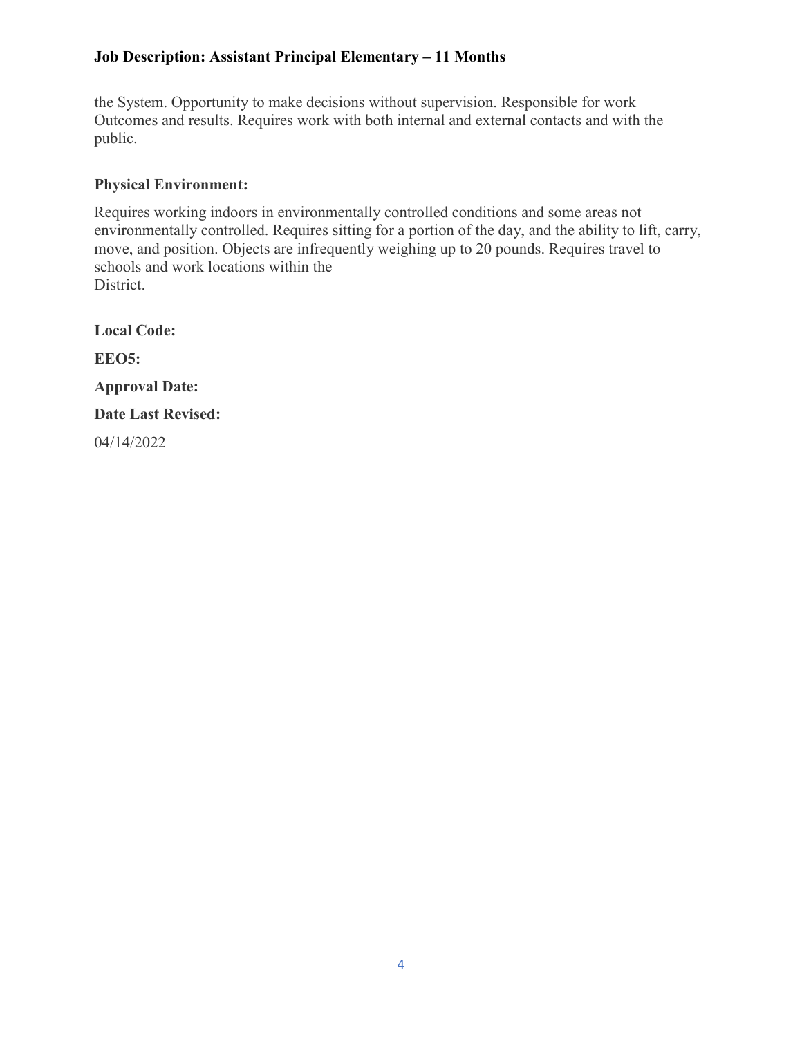the System. Opportunity to make decisions without supervision. Responsible for work Outcomes and results. Requires work with both internal and external contacts and with the public.

**Physical Environment:**

Requires working indoors in environmentally controlled conditions and some areas not environmentally controlled. Requires sitting for a portion of the day, and the ability to lift, carry, move, and position. Objects are infrequently weighing up to 20 pounds. Requires travel to schools and work locations within the District.

**Local Code:**

**EEO5:**

**Approval Date:**

**Date Last Revised:**

04/14/2022